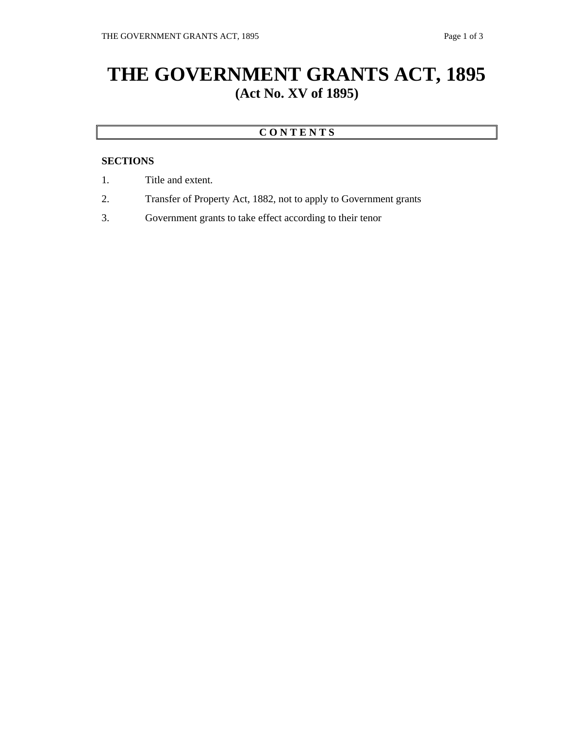# THE GOVERNMENT GRANTS ACT, 1895

## (Act No. XV of 1895)

**C O N T E N T S**

**SECTIONS**

1. Title and extent.
2. Transfer of Property Act, 1882, not to apply to Government grants
3. Government grants to take effect according to their tenor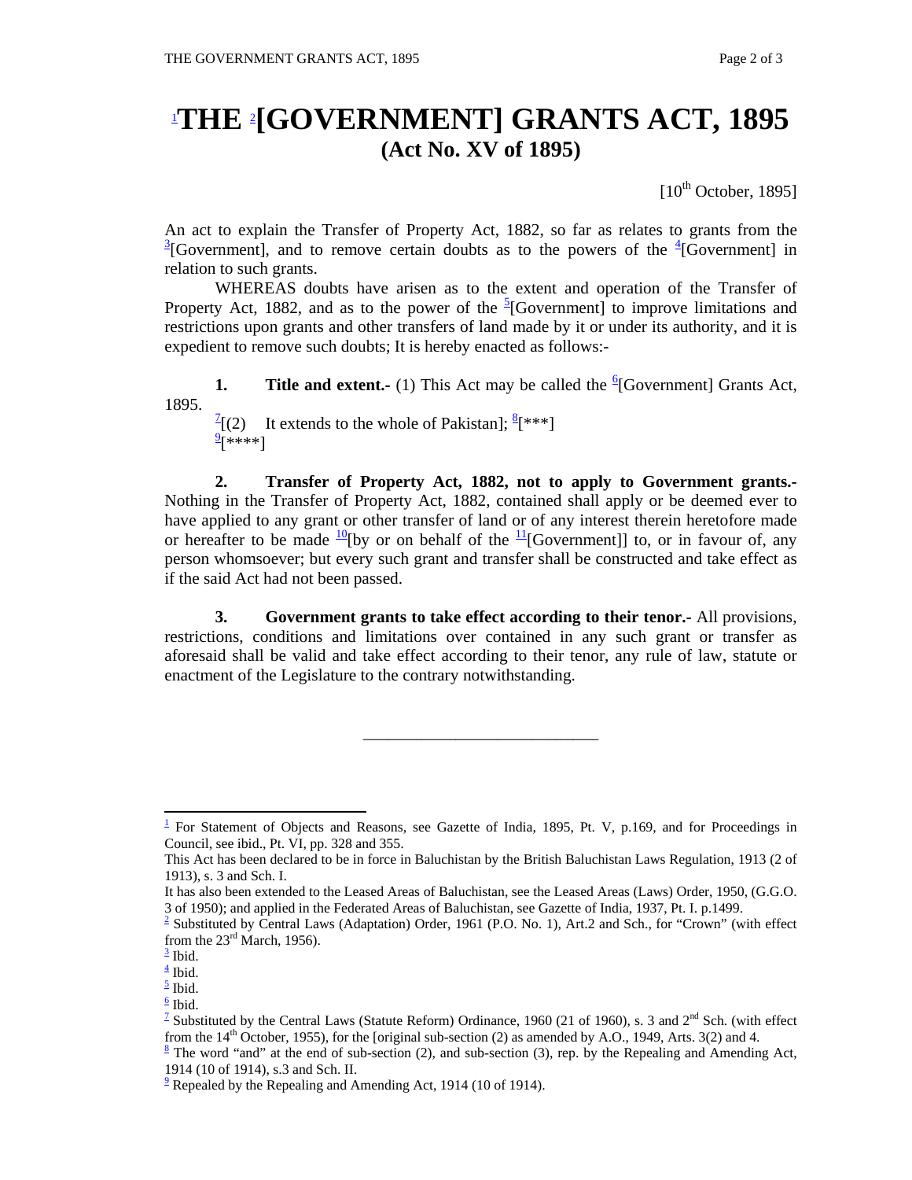# [1]THE [2][GOVERNMENT] GRANTS ACT, 1895

## (Act No. XV of 1895)

[10th October, 1895]

An act to explain the Transfer of Property Act, 1882, so far as relates to grants from the [3][Government], and to remove certain doubts as to the powers of the [4][Government] in relation to such grants.

WHEREAS doubts have arisen as to the extent and operation of the Transfer of Property Act, 1882, and as to the power of the [5][Government] to improve limitations and restrictions upon grants and other transfers of land made by it or under its authority, and it is expedient to remove such doubts; It is hereby enacted as follows:-

**1. Title and extent.-** (1) This Act may be called the [6][Government] Grants Act, 1895.

[7][(2) It extends to the whole of Pakistan]; [8][***]

[9][****]

**2. Transfer of Property Act, 1882, not to apply to Government grants.-** Nothing in the Transfer of Property Act, 1882, contained shall apply or be deemed ever to have applied to any grant or other transfer of land or of any interest therein heretofore made or hereafter to be made [10][by or on behalf of the [11][Government]] to, or in favour of, any person whomsoever; but every such grant and transfer shall be constructed and take effect as if the said Act had not been passed.

**3. Government grants to take effect according to their tenor.-** All provisions, restrictions, conditions and limitations over contained in any such grant or transfer as aforesaid shall be valid and take effect according to their tenor, any rule of law, statute or enactment of the Legislature to the contrary notwithstanding.

---

[1] For Statement of Objects and Reasons, see Gazette of India, 1895, Pt. V, p.169, and for Proceedings in Council, see ibid., Pt. VI, pp. 328 and 355.

This Act has been declared to be in force in Baluchistan by the British Baluchistan Laws Regulation, 1913 (2 of 1913), s. 3 and Sch. I.

It has also been extended to the Leased Areas of Baluchistan, see the Leased Areas (Laws) Order, 1950, (G.G.O. 3 of 1950); and applied in the Federated Areas of Baluchistan, see Gazette of India, 1937, Pt. I. p.1499.

[2] Substituted by Central Laws (Adaptation) Order, 1961 (P.O. No. 1), Art.2 and Sch., for "Crown" (with effect from the 23rd March, 1956).

[3] Ibid.

[4] Ibid.

[5] Ibid.

[6] Ibid.

[7] Substituted by the Central Laws (Statute Reform) Ordinance, 1960 (21 of 1960), s. 3 and 2nd Sch. (with effect from the 14th October, 1955), for the [original sub-section (2) as amended by A.O., 1949, Arts. 3(2) and 4.

[8] The word "and" at the end of sub-section (2), and sub-section (3), rep. by the Repealing and Amending Act, 1914 (10 of 1914), s.3 and Sch. II.

[9] Repealed by the Repealing and Amending Act, 1914 (10 of 1914).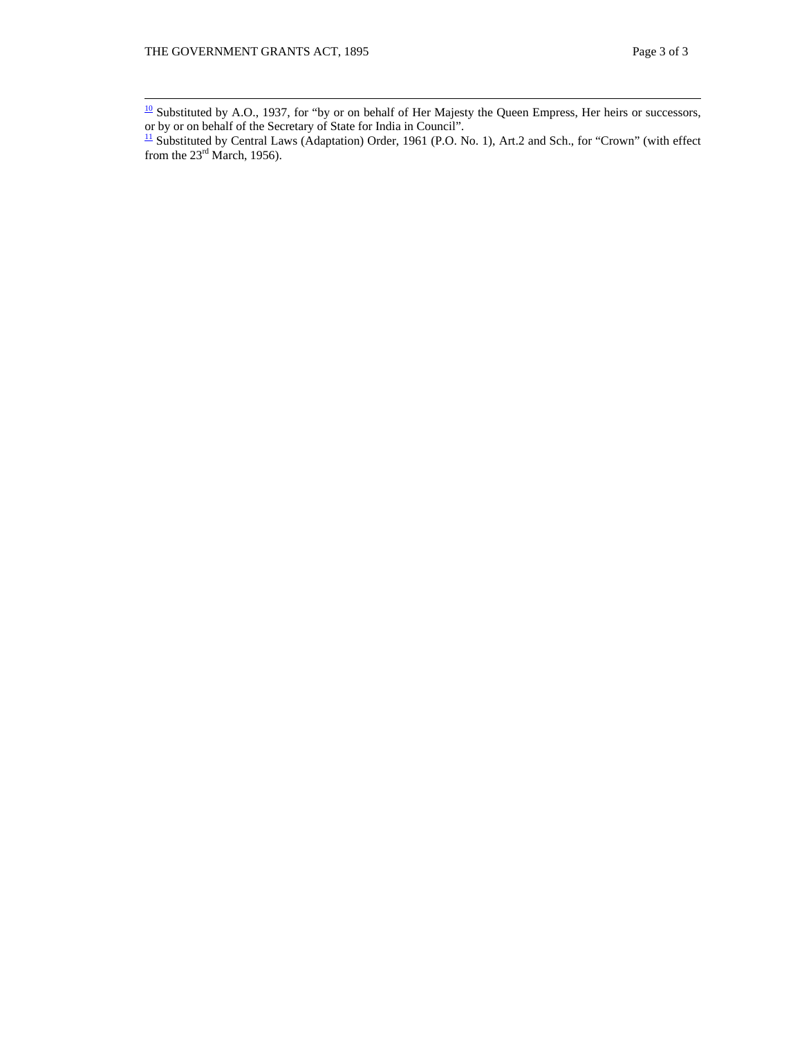[10] Substituted by A.O., 1937, for "by or on behalf of Her Majesty the Queen Empress, Her heirs or successors, or by or on behalf of the Secretary of State for India in Council".

[11] Substituted by Central Laws (Adaptation) Order, 1961 (P.O. No. 1), Art.2 and Sch., for "Crown" (with effect from the 23rd March, 1956).